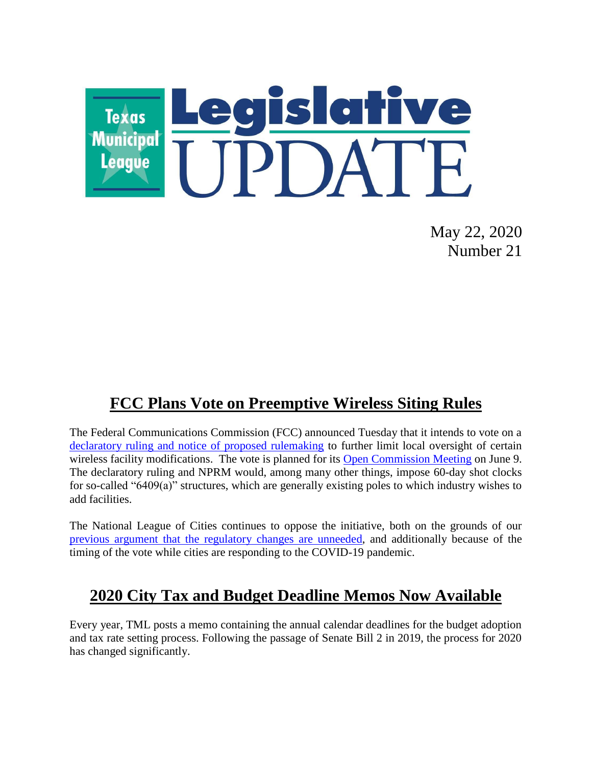# Texas Municipal League Legislative UPDATE

May 22, 2020
Number 21

## FCC Plans Vote on Preemptive Wireless Siting Rules

The Federal Communications Commission (FCC) announced Tuesday that it intends to vote on a declaratory ruling and notice of proposed rulemaking to further limit local oversight of certain wireless facility modifications. The vote is planned for its Open Commission Meeting on June 9. The declaratory ruling and NPRM would, among many other things, impose 60-day shot clocks for so-called "6409(a)" structures, which are generally existing poles to which industry wishes to add facilities.

The National League of Cities continues to oppose the initiative, both on the grounds of our previous argument that the regulatory changes are unneeded, and additionally because of the timing of the vote while cities are responding to the COVID-19 pandemic.

## 2020 City Tax and Budget Deadline Memos Now Available

Every year, TML posts a memo containing the annual calendar deadlines for the budget adoption and tax rate setting process. Following the passage of Senate Bill 2 in 2019, the process for 2020 has changed significantly.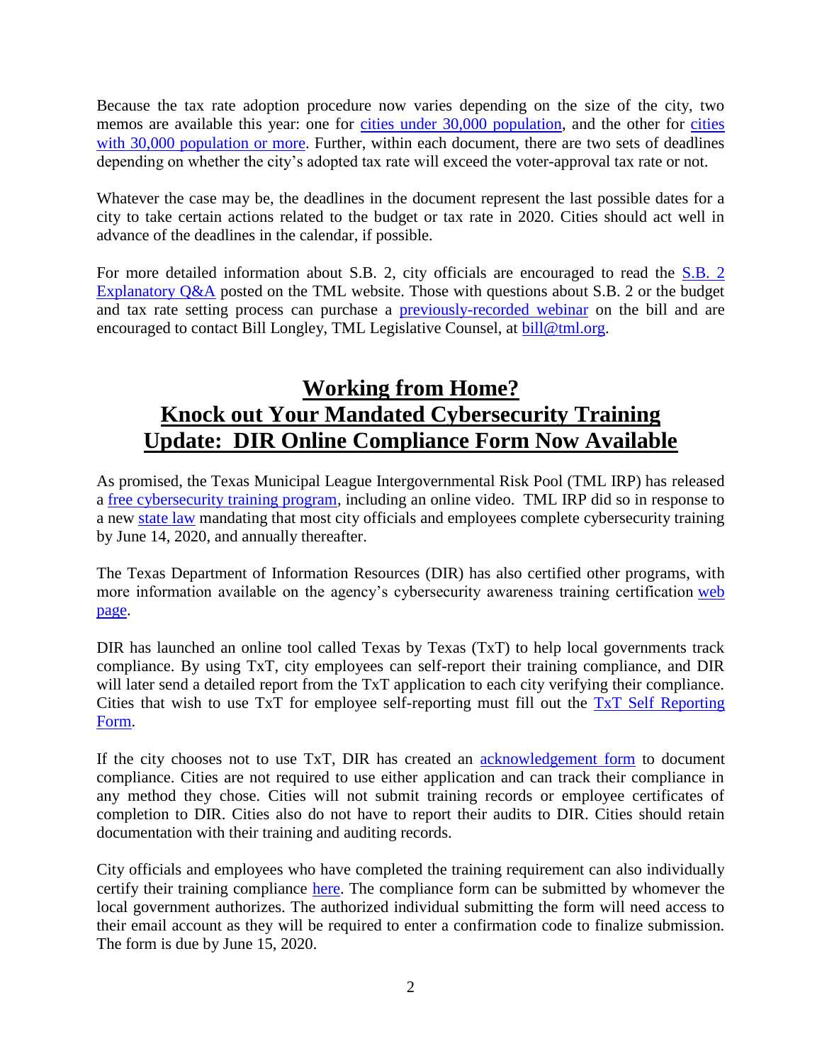Because the tax rate adoption procedure now varies depending on the size of the city, two memos are available this year: one for cities under 30,000 population, and the other for cities with 30,000 population or more. Further, within each document, there are two sets of deadlines depending on whether the city's adopted tax rate will exceed the voter-approval tax rate or not.

Whatever the case may be, the deadlines in the document represent the last possible dates for a city to take certain actions related to the budget or tax rate in 2020. Cities should act well in advance of the deadlines in the calendar, if possible.

For more detailed information about S.B. 2, city officials are encouraged to read the S.B. 2 Explanatory Q&A posted on the TML website. Those with questions about S.B. 2 or the budget and tax rate setting process can purchase a previously-recorded webinar on the bill and are encouraged to contact Bill Longley, TML Legislative Counsel, at bill@tml.org.

## Working from Home? Knock out Your Mandated Cybersecurity Training Update: DIR Online Compliance Form Now Available

As promised, the Texas Municipal League Intergovernmental Risk Pool (TML IRP) has released a free cybersecurity training program, including an online video. TML IRP did so in response to a new state law mandating that most city officials and employees complete cybersecurity training by June 14, 2020, and annually thereafter.

The Texas Department of Information Resources (DIR) has also certified other programs, with more information available on the agency's cybersecurity awareness training certification web page.

DIR has launched an online tool called Texas by Texas (TxT) to help local governments track compliance. By using TxT, city employees can self-report their training compliance, and DIR will later send a detailed report from the TxT application to each city verifying their compliance. Cities that wish to use TxT for employee self-reporting must fill out the TxT Self Reporting Form.

If the city chooses not to use TxT, DIR has created an acknowledgement form to document compliance. Cities are not required to use either application and can track their compliance in any method they chose. Cities will not submit training records or employee certificates of completion to DIR. Cities also do not have to report their audits to DIR. Cities should retain documentation with their training and auditing records.

City officials and employees who have completed the training requirement can also individually certify their training compliance here. The compliance form can be submitted by whomever the local government authorizes. The authorized individual submitting the form will need access to their email account as they will be required to enter a confirmation code to finalize submission. The form is due by June 15, 2020.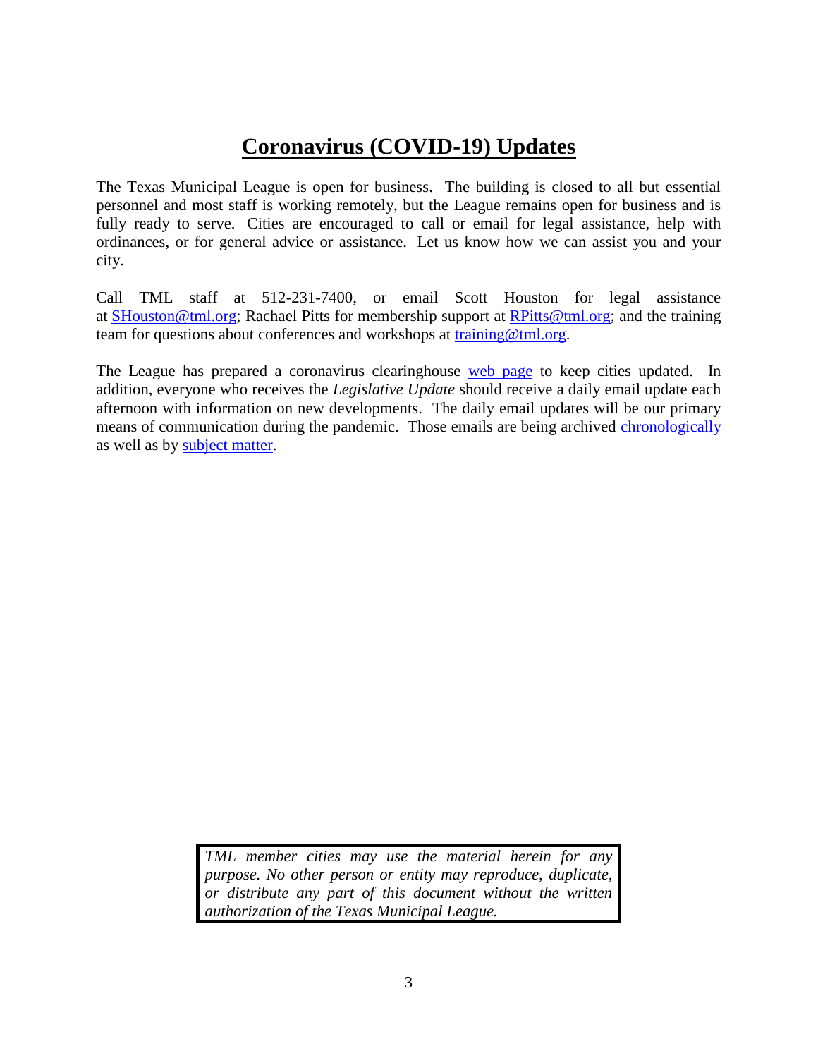# Coronavirus (COVID-19) Updates

The Texas Municipal League is open for business. The building is closed to all but essential personnel and most staff is working remotely, but the League remains open for business and is fully ready to serve. Cities are encouraged to call or email for legal assistance, help with ordinances, or for general advice or assistance. Let us know how we can assist you and your city.

Call TML staff at 512-231-7400, or email Scott Houston for legal assistance at SHouston@tml.org; Rachael Pitts for membership support at RPitts@tml.org; and the training team for questions about conferences and workshops at training@tml.org.

The League has prepared a coronavirus clearinghouse web page to keep cities updated. In addition, everyone who receives the *Legislative Update* should receive a daily email update each afternoon with information on new developments. The daily email updates will be our primary means of communication during the pandemic. Those emails are being archived chronologically as well as by subject matter.

*TML member cities may use the material herein for any purpose. No other person or entity may reproduce, duplicate, or distribute any part of this document without the written authorization of the Texas Municipal League.*